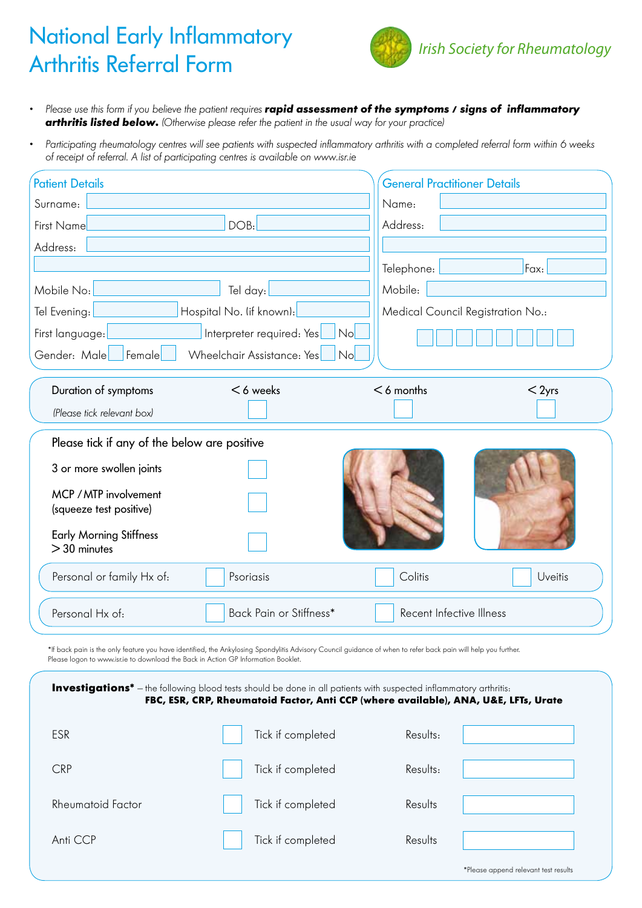# National Early Inflammatory Arthritis Referral Form

*Irish Society for Rheumatology*

- *Please use this form if you believe the patient requires* ***rapid assessment of the symptoms / signs of inflammatory arthritis listed below.*** *(Otherwise please refer the patient in the usual way for your practice)*
- *Participating rheumatology centres will see patients with suspected inflammatory arthritis with a completed referral form within 6 weeks of receipt of referral. A list of participating centres is available on www.isr.ie*

## Patient Details

Surname:

First Name: DOB:

Address:

Mobile No: Tel day:

Tel Evening: Hospital No. (if known):

First language: Interpreter required: Yes ☐ No ☐

Gender: Male ☐ Female ☐ Wheelchair Assistance: Yes ☐ No ☐

## General Practitioner Details

Name:

Address:

Telephone: Fax:

Mobile:

Medical Council Registration No.: ☐☐☐☐☐☐☐☐

---

| Duration of symptoms *(Please tick relevant box)* | < 6 weeks | < 6 months | < 2yrs |
|---|---|---|---|
| | ☐ | ☐ | ☐ |

Please tick if any of the below are positive

| | |
|---|---|
| 3 or more swollen joints | ☐ |
| MCP / MTP involvement (squeeze test positive) | ☐ |
| Early Morning Stiffness > 30 minutes | ☐ |

Personal or family Hx of: ☐ Psoriasis ☐ Colitis ☐ Uveitis

Personal Hx of: ☐ Back Pain or Stiffness* ☐ Recent Infective Illness

*If back pain is the only feature you have identified, the Ankylosing Spondylitis Advisory Council guidance of when to refer back pain will help you further. Please logon to www.isr.ie to download the Back in Action GP Information Booklet.

---

**Investigations*** – the following blood tests should be done in all patients with suspected inflammatory arthritis: **FBC, ESR, CRP, Rheumatoid Factor, Anti CCP (where available), ANA, U&E, LFTs, Urate**

| Test | | | |
|---|---|---|---|
| ESR | ☐ Tick if completed | Results: | |
| CRP | ☐ Tick if completed | Results: | |
| Rheumatoid Factor | ☐ Tick if completed | Results | |
| Anti CCP | ☐ Tick if completed | Results | |

*Please append relevant test results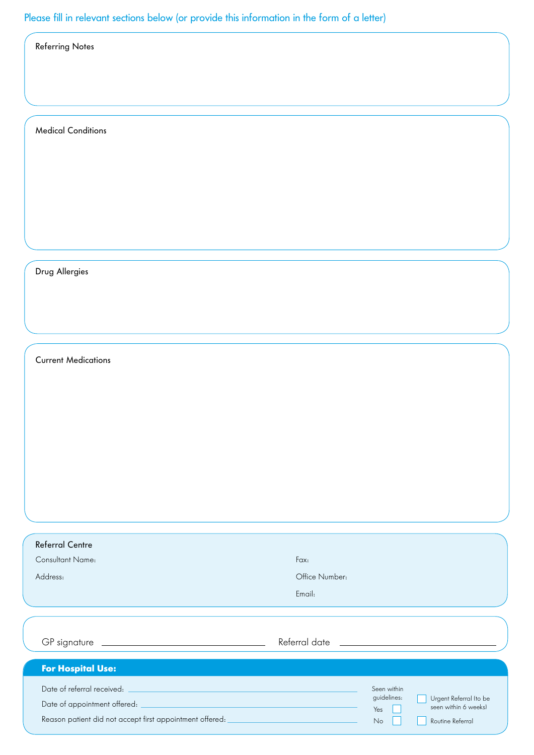Please fill in relevant sections below (or provide this information in the form of a letter)

Referring Notes

Medical Conditions

Drug Allergies

Current Medications

Referral Centre

Consultant Name:

Address:

Fax:

Office Number:

Email:

GP signature ______________________ Referral date ______________________

**For Hospital Use:**

Date of referral received: ______________________

Date of appointment offered: ______________________

Reason patient did not accept first appointment offered: ______________________

Seen within guidelines:

Yes ☐

No ☐

☐ Urgent Referral (to be seen within 6 weeks)

☐ Routine Referral